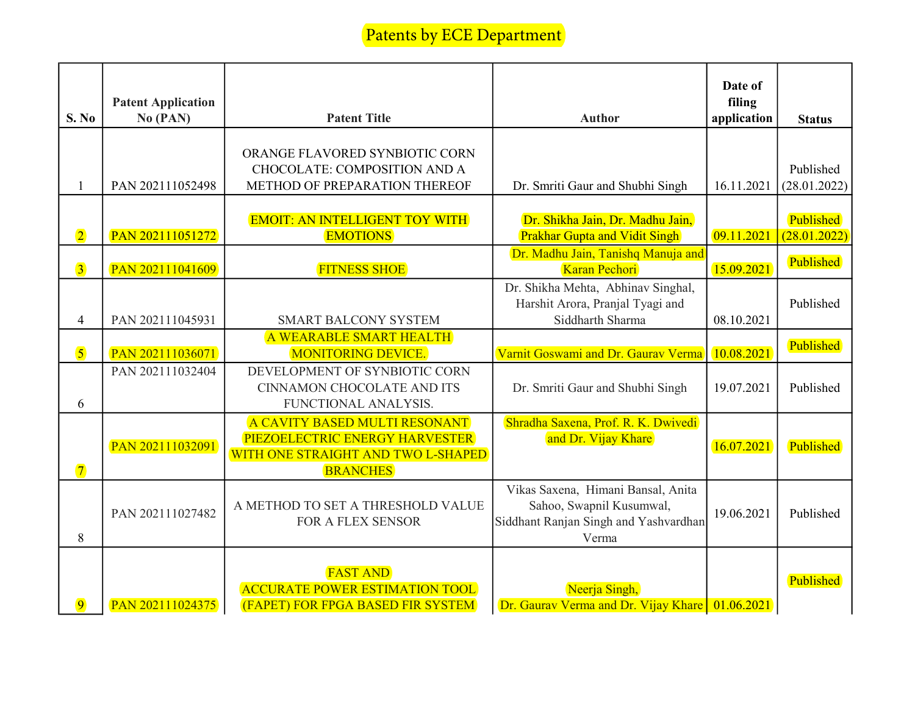# Patents by ECE Department

| S. No | Patent Application No (PAN) | Patent Title | Author | Date of filing application | Status |
|---|---|---|---|---|---|
| 1 | PAN 202111052498 | ORANGE FLAVORED SYNBIOTIC CORN CHOCOLATE: COMPOSITION AND A METHOD OF PREPARATION THEREOF | Dr. Smriti Gaur and Shubhi Singh | 16.11.2021 | Published (28.01.2022) |
| 2 | PAN 202111051272 | EMOIT: AN INTELLIGENT TOY WITH EMOTIONS | Dr. Shikha Jain, Dr. Madhu Jain, Prakhar Gupta and Vidit Singh | 09.11.2021 | Published (28.01.2022) |
| 3 | PAN 202111041609 | FITNESS SHOE | Dr. Madhu Jain, Tanishq Manuja and Karan Pechori | 15.09.2021 | Published |
| 4 | PAN 202111045931 | SMART BALCONY SYSTEM | Dr. Shikha Mehta, Abhinav Singhal, Harshit Arora, Pranjal Tyagi and Siddharth Sharma | 08.10.2021 | Published |
| 5 | PAN 202111036071 | A WEARABLE SMART HEALTH MONITORING DEVICE. | Varnit Goswami and Dr. Gaurav Verma | 10.08.2021 | Published |
| 6 | PAN 202111032404 | DEVELOPMENT OF SYNBIOTIC CORN CINNAMON CHOCOLATE AND ITS FUNCTIONAL ANALYSIS. | Dr. Smriti Gaur and Shubhi Singh | 19.07.2021 | Published |
| 7 | PAN 202111032091 | A CAVITY BASED MULTI RESONANT PIEZOELECTRIC ENERGY HARVESTER WITH ONE STRAIGHT AND TWO L-SHAPED BRANCHES | Shradha Saxena, Prof. R. K. Dwivedi and Dr. Vijay Khare | 16.07.2021 | Published |
| 8 | PAN 202111027482 | A METHOD TO SET A THRESHOLD VALUE FOR A FLEX SENSOR | Vikas Saxena, Himani Bansal, Anita Sahoo, Swapnil Kusumwal, Siddhant Ranjan Singh and Yashvardhan Verma | 19.06.2021 | Published |
| 9 | PAN 202111024375 | FAST AND ACCURATE POWER ESTIMATION TOOL (FAPET) FOR FPGA BASED FIR SYSTEM | Neerja Singh, Dr. Gaurav Verma and Dr. Vijay Khare | 01.06.2021 | Published |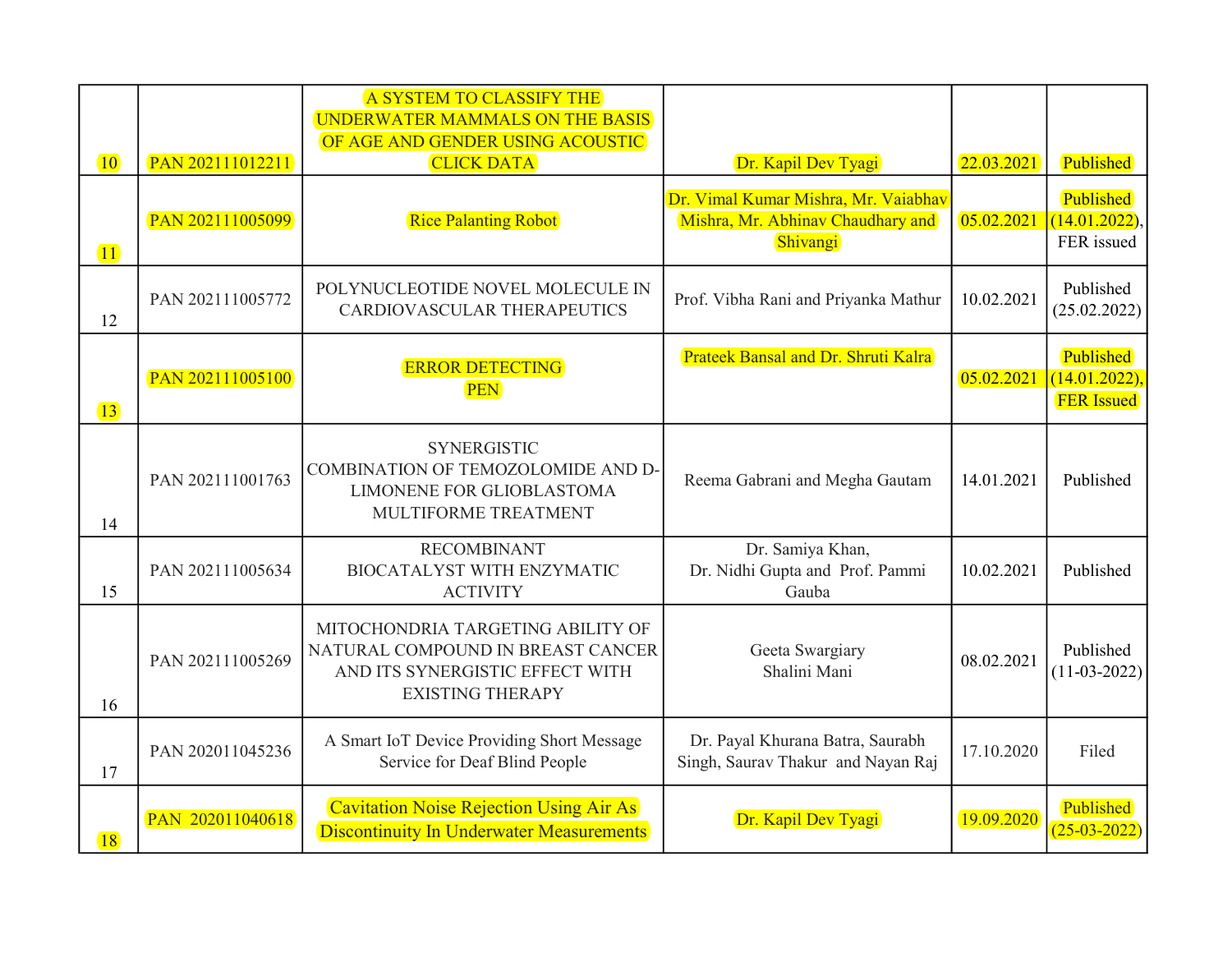| 10 | PAN 202111012211 | A SYSTEM TO CLASSIFY THE UNDERWATER MAMMALS ON THE BASIS OF AGE AND GENDER USING ACOUSTIC CLICK DATA | Dr. Kapil Dev Tyagi | 22.03.2021 | Published |
|---|---|---|---|---|---|
| 11 | PAN 202111005099 | Rice Palanting Robot | Dr. Vimal Kumar Mishra, Mr. Vaiabhav Mishra, Mr. Abhinav Chaudhary and Shivangi | 05.02.2021 | Published (14.01.2022), FER issued |
| 12 | PAN 202111005772 | POLYNUCLEOTIDE NOVEL MOLECULE IN CARDIOVASCULAR THERAPEUTICS | Prof. Vibha Rani and Priyanka Mathur | 10.02.2021 | Published (25.02.2022) |
| 13 | PAN 202111005100 | ERROR DETECTING PEN | Prateek Bansal and Dr. Shruti Kalra | 05.02.2021 | Published (14.01.2022), FER Issued |
| 14 | PAN 202111001763 | SYNERGISTIC COMBINATION OF TEMOZOLOMIDE AND D-LIMONENE FOR GLIOBLASTOMA MULTIFORME TREATMENT | Reema Gabrani and Megha Gautam | 14.01.2021 | Published |
| 15 | PAN 202111005634 | RECOMBINANT BIOCATALYST WITH ENZYMATIC ACTIVITY | Dr. Samiya Khan, Dr. Nidhi Gupta and Prof. Pammi Gauba | 10.02.2021 | Published |
| 16 | PAN 202111005269 | MITOCHONDRIA TARGETING ABILITY OF NATURAL COMPOUND IN BREAST CANCER AND ITS SYNERGISTIC EFFECT WITH EXISTING THERAPY | Geeta Swargiary Shalini Mani | 08.02.2021 | Published (11-03-2022) |
| 17 | PAN 202011045236 | A Smart IoT Device Providing Short Message Service for Deaf Blind People | Dr. Payal Khurana Batra, Saurabh Singh, Saurav Thakur and Nayan Raj | 17.10.2020 | Filed |
| 18 | PAN 202011040618 | Cavitation Noise Rejection Using Air As Discontinuity In Underwater Measurements | Dr. Kapil Dev Tyagi | 19.09.2020 | Published (25-03-2022) |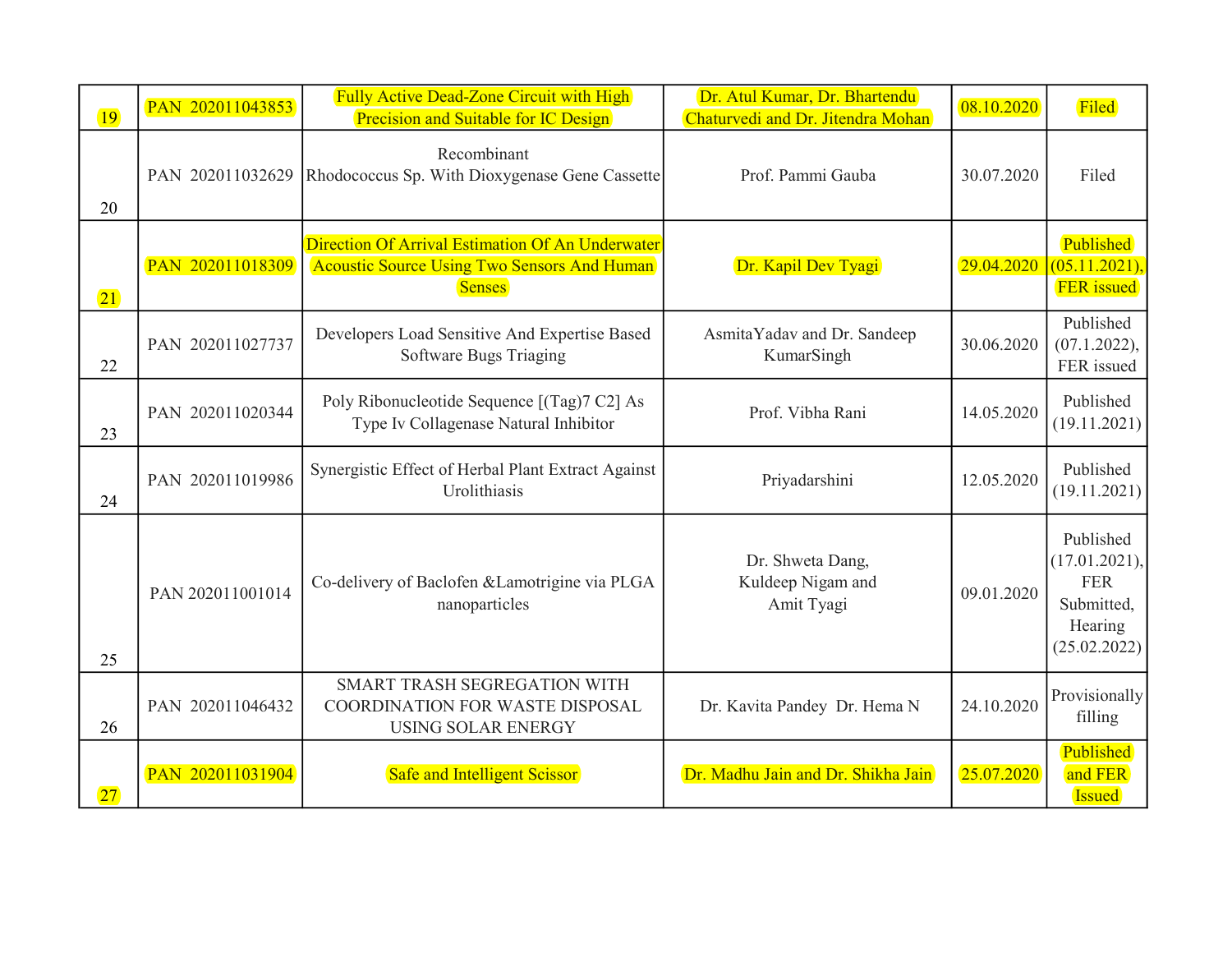| 19 | PAN 202011043853 | Fully Active Dead-Zone Circuit with High Precision and Suitable for IC Design | Dr. Atul Kumar, Dr. Bhartendu Chaturvedi and Dr. Jitendra Mohan | 08.10.2020 | Filed |
|---|---|---|---|---|---|
| 20 | PAN 202011032629 | Recombinant Rhodococcus Sp. With Dioxygenase Gene Cassette | Prof. Pammi Gauba | 30.07.2020 | Filed |
| 21 | PAN 202011018309 | Direction Of Arrival Estimation Of An Underwater Acoustic Source Using Two Sensors And Human Senses | Dr. Kapil Dev Tyagi | 29.04.2020 | Published (05.11.2021), FER issued |
| 22 | PAN 202011027737 | Developers Load Sensitive And Expertise Based Software Bugs Triaging | AsmitaYadav and Dr. Sandeep KumarSingh | 30.06.2020 | Published (07.1.2022), FER issued |
| 23 | PAN 202011020344 | Poly Ribonucleotide Sequence [(Tag)7 C2] As Type Iv Collagenase Natural Inhibitor | Prof. Vibha Rani | 14.05.2020 | Published (19.11.2021) |
| 24 | PAN 202011019986 | Synergistic Effect of Herbal Plant Extract Against Urolithiasis | Priyadarshini | 12.05.2020 | Published (19.11.2021) |
| 25 | PAN 202011001014 | Co-delivery of Baclofen &Lamotrigine via PLGA nanoparticles | Dr. Shweta Dang, Kuldeep Nigam and Amit Tyagi | 09.01.2020 | Published (17.01.2021), FER Submitted, Hearing (25.02.2022) |
| 26 | PAN 202011046432 | SMART TRASH SEGREGATION WITH COORDINATION FOR WASTE DISPOSAL USING SOLAR ENERGY | Dr. Kavita Pandey Dr. Hema N | 24.10.2020 | Provisionally filling |
| 27 | PAN 202011031904 | Safe and Intelligent Scissor | Dr. Madhu Jain and Dr. Shikha Jain | 25.07.2020 | Published and FER Issued |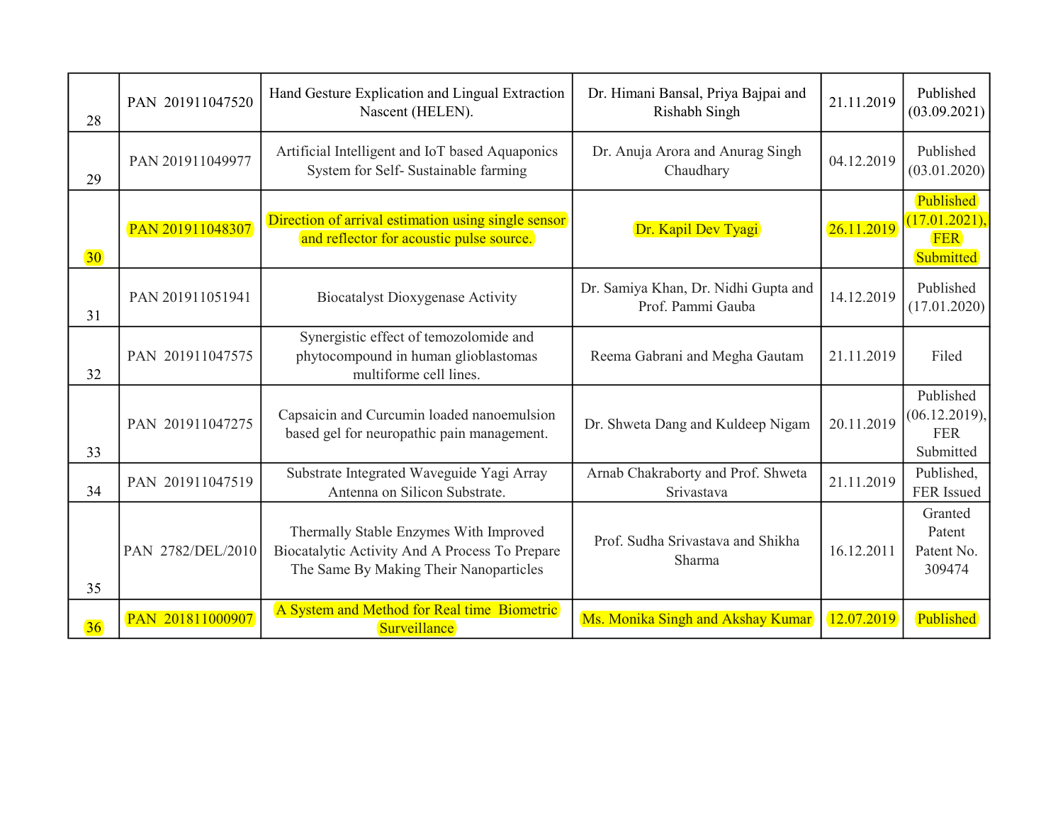| 28 | PAN 201911047520 | Hand Gesture Explication and Lingual Extraction Nascent (HELEN). | Dr. Himani Bansal, Priya Bajpai and Rishabh Singh | 21.11.2019 | Published (03.09.2021) |
|---|---|---|---|---|---|
| 29 | PAN 201911049977 | Artificial Intelligent and IoT based Aquaponics System for Self- Sustainable farming | Dr. Anuja Arora and Anurag Singh Chaudhary | 04.12.2019 | Published (03.01.2020) |
| 30 | PAN 201911048307 | Direction of arrival estimation using single sensor and reflector for acoustic pulse source. | Dr. Kapil Dev Tyagi | 26.11.2019 | Published (17.01.2021), FER Submitted |
| 31 | PAN 201911051941 | Biocatalyst Dioxygenase Activity | Dr. Samiya Khan, Dr. Nidhi Gupta and Prof. Pammi Gauba | 14.12.2019 | Published (17.01.2020) |
| 32 | PAN 201911047575 | Synergistic effect of temozolomide and phytocompound in human glioblastomas multiforme cell lines. | Reema Gabrani and Megha Gautam | 21.11.2019 | Filed |
| 33 | PAN 201911047275 | Capsaicin and Curcumin loaded nanoemulsion based gel for neuropathic pain management. | Dr. Shweta Dang and Kuldeep Nigam | 20.11.2019 | Published (06.12.2019), FER Submitted |
| 34 | PAN 201911047519 | Substrate Integrated Waveguide Yagi Array Antenna on Silicon Substrate. | Arnab Chakraborty and Prof. Shweta Srivastava | 21.11.2019 | Published, FER Issued |
| 35 | PAN 2782/DEL/2010 | Thermally Stable Enzymes With Improved Biocatalytic Activity And A Process To Prepare The Same By Making Their Nanoparticles | Prof. Sudha Srivastava and Shikha Sharma | 16.12.2011 | Granted Patent Patent No. 309474 |
| 36 | PAN 201811000907 | A System and Method for Real time Biometric Surveillance | Ms. Monika Singh and Akshay Kumar | 12.07.2019 | Published |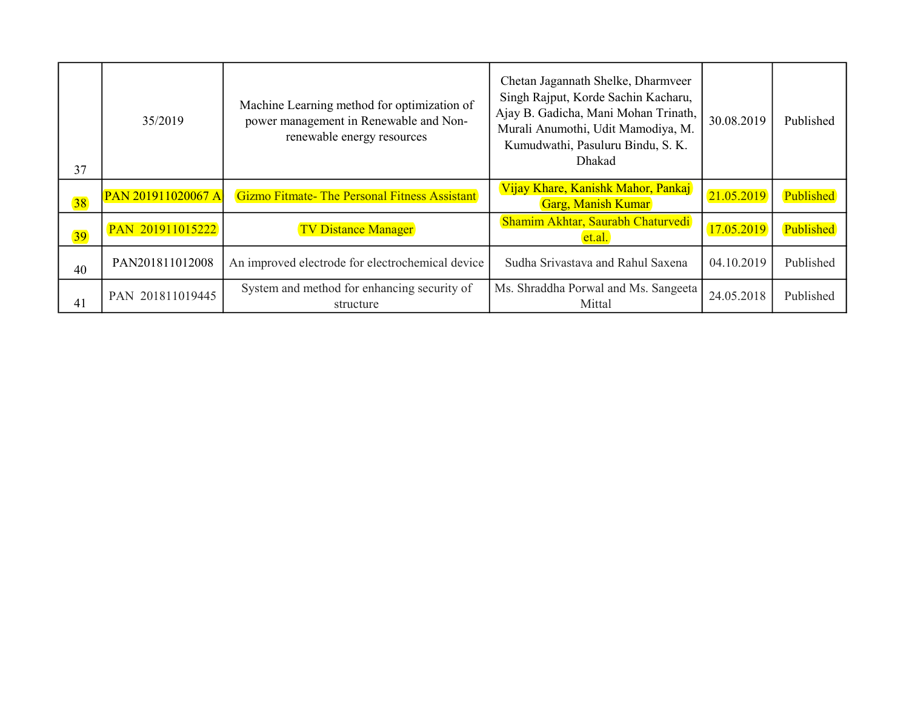| | | | | | |
|---|---|---|---|---|---|
| 37 | 35/2019 | Machine Learning method for optimization of power management in Renewable and Non-renewable energy resources | Chetan Jagannath Shelke, Dharmveer Singh Rajput, Korde Sachin Kacharu, Ajay B. Gadicha, Mani Mohan Trinath, Murali Anumothi, Udit Mamodiya, M. Kumudwathi, Pasuluru Bindu, S. K. Dhakad | 30.08.2019 | Published |
| 38 | PAN 201911020067 A | Gizmo Fitmate- The Personal Fitness Assistant | Vijay Khare, Kanishk Mahor, Pankaj Garg, Manish Kumar | 21.05.2019 | Published |
| 39 | PAN 201911015222 | TV Distance Manager | Shamim Akhtar, Saurabh Chaturvedi et.al. | 17.05.2019 | Published |
| 40 | PAN201811012008 | An improved electrode for electrochemical device | Sudha Srivastava and Rahul Saxena | 04.10.2019 | Published |
| 41 | PAN 201811019445 | System and method for enhancing security of structure | Ms. Shraddha Porwal and Ms. Sangeeta Mittal | 24.05.2018 | Published |